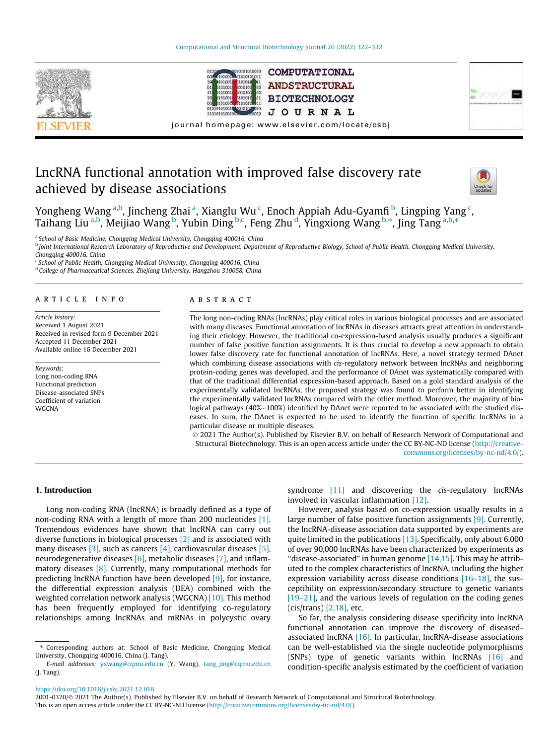# LncRNA functional annotation with improved false discovery rate achieved by disease associations

Yongheng Wang [a,b], Jincheng Zhai [a], Xianglu Wu [c], Enoch Appiah Adu-Gyamfi [b], Lingping Yang [c], Taihang Liu [a,b], Meijiao Wang [b], Yubin Ding [b,c], Feng Zhu [d], Yingxiong Wang [b,*], Jing Tang [a,b,*]

[a] School of Basic Medicine, Chongqing Medical University, Chongqing 400016, China
[b] Joint International Research Laboratory of Reproductive and Development, Department of Reproductive Biology, School of Public Health, Chongqing Medical University, Chongqing 400016, China
[c] School of Public Health, Chongqing Medical University, Chongqing 400016, China
[d] College of Pharmaceutical Sciences, Zhejiang University, Hangzhou 310058, China

## ARTICLE INFO

*Article history:*
Received 1 August 2021
Received in revised form 9 December 2021
Accepted 11 December 2021
Available online 16 December 2021

*Keywords:*
Long non-coding RNA
Functional prediction
Disease-associated SNPs
Coefficient of variation
WGCNA

## ABSTRACT

The long non-coding RNAs (lncRNAs) play critical roles in various biological processes and are associated with many diseases. Functional annotation of lncRNAs in diseases attracts great attention in understanding their etiology. However, the traditional co-expression-based analysis usually produces a significant number of false positive function assignments. It is thus crucial to develop a new approach to obtain lower false discovery rate for functional annotation of lncRNAs. Here, a novel strategy termed DAnet which combining disease associations with *cis*-regulatory network between lncRNAs and neighboring protein-coding genes was developed, and the performance of DAnet was systematically compared with that of the traditional differential expression-based approach. Based on a gold standard analysis of the experimentally validated lncRNAs, the proposed strategy was found to perform better in identifying the experimentally validated lncRNAs compared with the other method. Moreover, the majority of biological pathways (40%~100%) identified by DAnet were reported to be associated with the studied diseases. In sum, the DAnet is expected to be used to identify the function of specific lncRNAs in a particular disease or multiple diseases.

© 2021 The Author(s). Published by Elsevier B.V. on behalf of Research Network of Computational and Structural Biotechnology. This is an open access article under the CC BY-NC-ND license (http://creativecommons.org/licenses/by-nc-nd/4.0/).

## 1. Introduction

Long non-coding RNA (lncRNA) is broadly defined as a type of non-coding RNA with a length of more than 200 nucleotides [1]. Tremendous evidences have shown that lncRNA can carry out diverse functions in biological processes [2] and is associated with many diseases [3], such as cancers [4], cardiovascular diseases [5], neurodegenerative diseases [6], metabolic diseases [7], and inflammatory diseases [8]. Currently, many computational methods for predicting lncRNA function have been developed [9], for instance, the differential expression analysis (DEA) combined with the weighted correlation network analysis (WGCNA) [10]. This method has been frequently employed for identifying co-regulatory relationships among lncRNAs and mRNAs in polycystic ovary syndrome [11] and discovering the *cis*-regulatory lncRNAs involved in vascular inflammation [12].

However, analysis based on co-expression usually results in a large number of false positive function assignments [9]. Currently, the lncRNA-disease association data supported by experiments are quite limited in the publications [13]. Specifically, only about 6,000 of over 90,000 lncRNAs have been characterized by experiments as "disease-associated" in human genome [14,15]. This may be attributed to the complex characteristics of lncRNA, including the higher expression variability across disease conditions [16–18], the susceptibility on expression/secondary structure to genetic variants [19–21], and the various levels of regulation on the coding genes (cis/trans) [2,18], etc.

So far, the analysis considering disease specificity into lncRNA functional annotation can improve the discovery of diseased-associated lncRNA [16]. In particular, lncRNA-disease associations can be well-established via the single nucleotide polymorphisms (SNPs) type of genetic variants within lncRNAs [16] and condition-specific analysis estimated by the coefficient of variation

* Corresponding authors at: School of Basic Medicine, Chongqing Medical University, Chongqing 400016, China (J. Tang).
*E-mail addresses:* yxwang@cqmu.edu.cn (Y. Wang), tang_jing@cqmu.edu.cn (J. Tang).

https://doi.org/10.1016/j.csbj.2021.12.016
2001-0370/© 2021 The Author(s). Published by Elsevier B.V. on behalf of Research Network of Computational and Structural Biotechnology.
This is an open access article under the CC BY-NC-ND license (http://creativecommons.org/licenses/by-nc-nd/4.0/).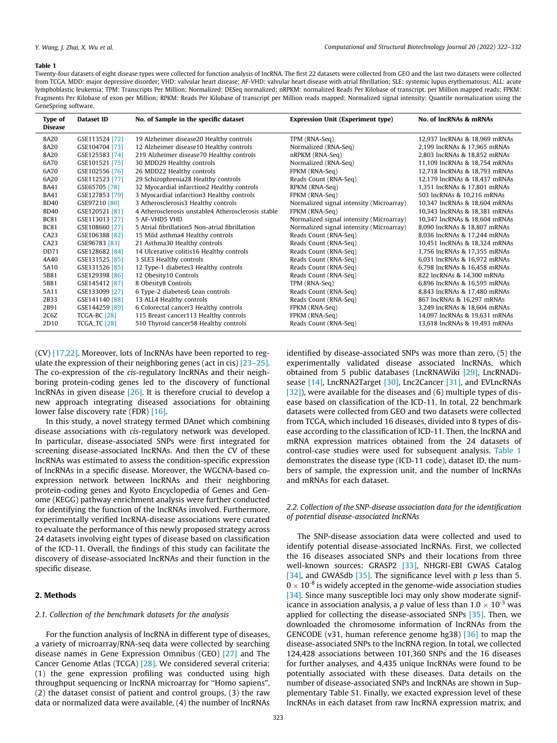**Table 1**

Twenty-four datasets of eight disease types were collected for function analysis of lncRNA. The first 22 datasets were collected from GEO and the last two datasets were collected from TCGA. MDD: major depressive disorder; VHD: valvular heart disease; AF-VHD: valvular heart disease with atrial fibrillation; SLE: systemic lupus erythematosus; ALL: acute lymphoblastic leukemia; TPM: Transcripts Per Million; Normalized: DESeq normalized; nRPKM: normalized Reads Per Kilobase of transcript, per Million mapped reads; FPKM: Fragments Per Kilobase of exon per Million; RPKM: Reads Per Kilobase of transcript per Million reads mapped; Normalized signal intensity: Quantile normalization using the GeneSpring software.

| Type of Disease | Dataset ID | No. of Sample in the specific dataset | Expression Unit (Experiment type) | No. of lncRNAs & mRNAs |
|---|---|---|---|---|
| 8A20 | GSE113524 [72] | 19 Alzheimer disease20 Healthy controls | TPM (RNA-Seq) | 12,937 lncRNAs & 18,969 mRNAs |
| 8A20 | GSE104704 [73] | 12 Alzheimer disease10 Healthy controls | Normalized (RNA-Seq) | 2,199 lncRNAs & 17,965 mRNAs |
| 8A20 | GSE125583 [74] | 219 Alzheimer disease70 Healthy controls | nRPKM (RNA-Seq) | 2,803 lncRNAs & 18,852 mRNAs |
| 6A70 | GSE101521 [75] | 30 MDD29 Healthy controls | Normalized (RNA-Seq) | 11,109 lncRNAs & 18,754 mRNAs |
| 6A70 | GSE102556 [76] | 26 MDD22 Healthy controls | FPKM (RNA-Seq) | 12,718 lncRNAs & 18,793 mRNAs |
| 6A20 | GSE112523 [77] | 29 Schizophrenia28 Healthy controls | Reads Count (RNA-Seq) | 12,179 lncRNAs & 18,437 mRNAs |
| BA41 | GSE65705 [78] | 32 Myocardial infarction2 Healthy controls | RPKM (RNA-Seq) | 1,351 lncRNAs & 17,801 mRNAs |
| BA41 | GSE127853 [79] | 3 Myocardial infarction3 Healthy controls | FPKM (RNA-Seq) | 503 lncRNAs & 10,216 mRNAs |
| BD40 | GSE97210 [80] | 3 Atherosclerosis3 Healthy controls | Normalized signal intensity (Microarray) | 10,347 lncRNAs & 18,604 mRNAs |
| BD40 | GSE120521 [81] | 4 Atherosclerosis unstable4 Atherosclerosis stable | FPKM (RNA-Seq) | 10,343 lncRNAs & 18,381 mRNAs |
| BC81 | GSE113013 [27] | 5 AF-VHD5 VHD | Normalized signal intensity (Microarray) | 10,347 lncRNAs & 18,604 mRNAs |
| BC81 | GSE108660 [27] | 5 Atrial fibrillation5 Non-atrial fibrillation | Normalized signal intensity (Microarray) | 8,090 lncRNAs & 18,807 mRNAs |
| CA23 | GSE106388 [82] | 15 Mild asthma4 Healthy controls | Reads Count (RNA-Seq) | 8,036 lncRNAs & 17,244 mRNAs |
| CA23 | GSE96783 [83] | 21 Asthma30 Healthy controls | Reads Count (RNA-Seq) | 10,451 lncRNAs & 18,324 mRNAs |
| DD71 | GSE128682 [84] | 14 Ulcerative colitis16 Healthy controls | Reads Count (RNA-Seq) | 1,756 lncRNAs & 17,355 mRNAs |
| 4A40 | GSE131525 [85] | 3 SLE3 Healthy controls | Reads Count (RNA-Seq) | 6,031 lncRNAs & 16,972 mRNAs |
| 5A10 | GSE131526 [85] | 12 Type-1 diabetes3 Healthy controls | Reads Count (RNA-Seq) | 6,798 lncRNAs & 16,458 mRNAs |
| 5B81 | GSE129398 [86] | 12 Obesity10 Controls | Reads Count (RNA-Seq) | 822 lncRNAs & 14,300 mRNAs |
| 5B81 | GSE145412 [87] | 8 Obesity8 Controls | TPM (RNA-Seq) | 6,896 lncRNAs & 16,595 mRNAs |
| 5A11 | GSE133099 [27] | 6 Type-2 diabetes6 Lean controls | Reads Count (RNA-Seq) | 8,843 lncRNAs & 17,480 mRNAs |
| 2B33 | GSE141140 [88] | 13 ALL4 Healthy controls | Reads Count (RNA-Seq) | 867 lncRNAs & 16,297 mRNAs |
| 2B91 | GSE144259 [89] | 6 Colorectal cancer3 Healthy controls | FPKM (RNA-Seq) | 3,249 lncRNAs & 18,604 mRNAs |
| 2C6Z | TCGA-BC [28] | 115 Breast cancer113 Healthy controls | FPKM (RNA-Seq) | 14,097 lncRNAs & 19,631 mRNAs |
| 2D10 | TCGA_TC [28] | 510 Thyroid cancer58 Healthy controls | Reads Count (RNA-Seq) | 13,618 lncRNAs & 19,493 mRNAs |

(CV) [17,22]. Moreover, lots of lncRNAs have been reported to regulate the expression of their neighboring genes (act in cis) [23–25]. The co-expression of the *cis*-regulatory lncRNAs and their neighboring protein-coding genes led to the discovery of functional lncRNAs in given disease [26]. It is therefore crucial to develop a new approach integrating diseased associations for obtaining lower false discovery rate (FDR) [16].

In this study, a novel strategy termed DAnet which combining disease associations with *cis*-regulatory network was developed. In particular, disease-associated SNPs were first integrated for screening disease-associated lncRNAs. And then the CV of these lncRNAs was estimated to assess the condition-specific expression of lncRNAs in a specific disease. Moreover, the WGCNA-based co-expression network between lncRNAs and their neighboring protein-coding genes and Kyoto Encyclopedia of Genes and Genome (KEGG) pathway enrichment analysis were further conducted for identifying the function of the lncRNAs involved. Furthermore, experimentally verified lncRNA-disease associations were curated to evaluate the performance of this newly proposed strategy across 24 datasets involving eight types of disease based on classification of the ICD-11. Overall, the findings of this study can facilitate the discovery of disease-associated lncRNAs and their function in the specific disease.

## 2. Methods

### 2.1. Collection of the benchmark datasets for the analysis

For the function analysis of lncRNA in different type of diseases, a variety of microarray/RNA-seq data were collected by searching disease names in Gene Expression Omnibus (GEO) [27] and The Cancer Genome Atlas (TCGA) [28]. We considered several criteria: (1) the gene expression profiling was conducted using high throughput sequencing or lncRNA microarray for "Homo sapiens", (2) the dataset consist of patient and control groups, (3) the raw data or normalized data were available, (4) the number of lncRNAs identified by disease-associated SNPs was more than zero, (5) the experimentally validated disease associated lncRNAs, which obtained from 5 public databases (LncRNAWiki [29], LncRNADisease [14], LncRNA2Target [30], Lnc2Cancer [31], and EVLncRNAs [32]), were available for the diseases and (6) multiple types of disease based on classification of the ICD-11. In total, 22 benchmark datasets were collected from GEO and two datasets were collected from TCGA, which included 16 diseases, divided into 8 types of disease according to the classification of ICD-11. Then, the lncRNA and mRNA expression matrices obtained from the 24 datasets of control-case studies were used for subsequent analysis. Table 1 demonstrates the disease type (ICD-11 code), dataset ID, the numbers of sample, the expression unit, and the number of lncRNAs and mRNAs for each dataset.

### 2.2. Collection of the SNP-disease association data for the identification of potential disease-associated lncRNAs

The SNP-disease association data were collected and used to identify potential disease-associated lncRNAs. First, we collected the 16 diseases associated SNPs and their locations from three well-known sources: GRASP2 [33], NHGRI-EBI GWAS Catalog [34], and GWASdb [35]. The significance level with $p$ less than $5.0 \times 10^{-8}$ is widely accepted in the genome-wide association studies [34]. Since many susceptible loci may only show moderate significance in association analysis, a $p$ value of less than $1.0 \times 10^{-3}$ was applied for collecting the disease-associated SNPs [35]. Then, we downloaded the chromosome information of lncRNAs from the GENCODE (v31, human reference genome hg38) [36] to map the disease-associated SNPs to the lncRNA region. In total, we collected 124,428 associations between 101,360 SNPs and the 16 diseases for further analyses, and 4,435 unique lncRNAs were found to be potentially associated with these diseases. Data details on the number of disease-associated SNPs and lncRNAs are shown in Supplementary Table S1. Finally, we exacted expression level of these lncRNAs in each dataset from raw lncRNA expression matrix, and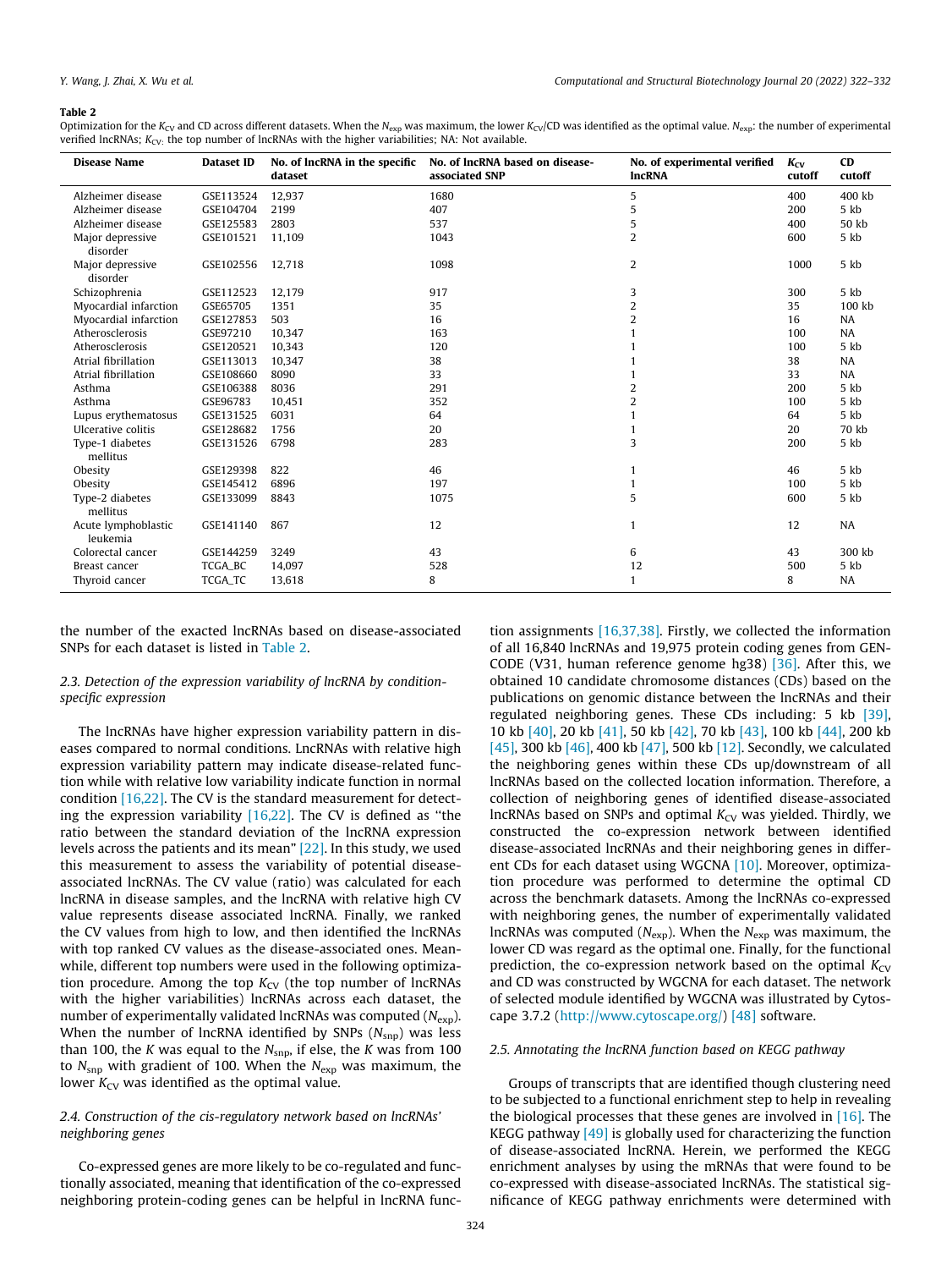**Table 2**

Optimization for the $K_{CV}$ and CD across different datasets. When the $N_{exp}$ was maximum, the lower $K_{CV}$/CD was identified as the optimal value. $N_{exp}$: the number of experimental verified lncRNAs; $K_{CV}$: the top number of lncRNAs with the higher variabilities; NA: Not available.

| Disease Name | Dataset ID | No. of lncRNA in the specific dataset | No. of lncRNA based on disease-associated SNP | No. of experimental verified lncRNA | $K_{CV}$ cutoff | CD cutoff |
|---|---|---|---|---|---|---|
| Alzheimer disease | GSE113524 | 12,937 | 1680 | 5 | 400 | 400 kb |
| Alzheimer disease | GSE104704 | 2199 | 407 | 5 | 200 | 5 kb |
| Alzheimer disease | GSE125583 | 2803 | 537 | 5 | 400 | 50 kb |
| Major depressive disorder | GSE101521 | 11,109 | 1043 | 2 | 600 | 5 kb |
| Major depressive disorder | GSE102556 | 12,718 | 1098 | 2 | 1000 | 5 kb |
| Schizophrenia | GSE112523 | 12,179 | 917 | 3 | 300 | 5 kb |
| Myocardial infarction | GSE65705 | 1351 | 35 | 2 | 35 | 100 kb |
| Myocardial infarction | GSE127853 | 503 | 16 | 2 | 16 | NA |
| Atherosclerosis | GSE97210 | 10,347 | 163 | 1 | 100 | NA |
| Atherosclerosis | GSE120521 | 10,343 | 120 | 1 | 100 | 5 kb |
| Atrial fibrillation | GSE113013 | 10,347 | 38 | 1 | 38 | NA |
| Atrial fibrillation | GSE108660 | 8090 | 33 | 1 | 33 | NA |
| Asthma | GSE106388 | 8036 | 291 | 2 | 200 | 5 kb |
| Asthma | GSE96783 | 10,451 | 352 | 2 | 100 | 5 kb |
| Lupus erythematosus | GSE131525 | 6031 | 64 | 1 | 64 | 5 kb |
| Ulcerative colitis | GSE128682 | 1756 | 20 | 1 | 20 | 70 kb |
| Type-1 diabetes mellitus | GSE131526 | 6798 | 283 | 3 | 200 | 5 kb |
| Obesity | GSE129398 | 822 | 46 | 1 | 46 | 5 kb |
| Obesity | GSE145412 | 6896 | 197 | 1 | 100 | 5 kb |
| Type-2 diabetes mellitus | GSE133099 | 8843 | 1075 | 5 | 600 | 5 kb |
| Acute lymphoblastic leukemia | GSE141140 | 867 | 12 | 1 | 12 | NA |
| Colorectal cancer | GSE144259 | 3249 | 43 | 6 | 43 | 300 kb |
| Breast cancer | TCGA_BC | 14,097 | 528 | 12 | 500 | 5 kb |
| Thyroid cancer | TCGA_TC | 13,618 | 8 | 1 | 8 | NA |

the number of the exacted lncRNAs based on disease-associated SNPs for each dataset is listed in Table 2.

### 2.3. Detection of the expression variability of lncRNA by condition-specific expression

The lncRNAs have higher expression variability pattern in diseases compared to normal conditions. LncRNAs with relative high expression variability pattern may indicate disease-related function while with relative low variability indicate function in normal condition [16,22]. The CV is the standard measurement for detecting the expression variability [16,22]. The CV is defined as "the ratio between the standard deviation of the lncRNA expression levels across the patients and its mean" [22]. In this study, we used this measurement to assess the variability of potential disease-associated lncRNAs. The CV value (ratio) was calculated for each lncRNA in disease samples, and the lncRNA with relative high CV value represents disease associated lncRNA. Finally, we ranked the CV values from high to low, and then identified the lncRNAs with top ranked CV values as the disease-associated ones. Meanwhile, different top numbers were used in the following optimization procedure. Among the top $K_{CV}$ (the top number of lncRNAs with the higher variabilities) lncRNAs across each dataset, the number of experimentally validated lncRNAs was computed ($N_{exp}$). When the number of lncRNA identified by SNPs ($N_{snp}$) was less than 100, the $K$ was equal to the $N_{snp}$, if else, the $K$ was from 100 to $N_{snp}$ with gradient of 100. When the $N_{exp}$ was maximum, the lower $K_{CV}$ was identified as the optimal value.

### 2.4. Construction of the cis-regulatory network based on lncRNAs' neighboring genes

Co-expressed genes are more likely to be co-regulated and functionally associated, meaning that identification of the co-expressed neighboring protein-coding genes can be helpful in lncRNA function assignments [16,37,38]. Firstly, we collected the information of all 16,840 lncRNAs and 19,975 protein coding genes from GENCODE (V31, human reference genome hg38) [36]. After this, we obtained 10 candidate chromosome distances (CDs) based on the publications on genomic distance between the lncRNAs and their regulated neighboring genes. These CDs including: 5 kb [39], 10 kb [40], 20 kb [41], 50 kb [42], 70 kb [43], 100 kb [44], 200 kb [45], 300 kb [46], 400 kb [47], 500 kb [12]. Secondly, we calculated the neighboring genes within these CDs up/downstream of all lncRNAs based on the collected location information. Therefore, a collection of neighboring genes of identified disease-associated lncRNAs based on SNPs and optimal $K_{CV}$ was yielded. Thirdly, we constructed the co-expression network between identified disease-associated lncRNAs and their neighboring genes in different CDs for each dataset using WGCNA [10]. Moreover, optimization procedure was performed to determine the optimal CD across the benchmark datasets. Among the lncRNAs co-expressed with neighboring genes, the number of experimentally validated lncRNAs was computed ($N_{exp}$). When the $N_{exp}$ was maximum, the lower CD was regarded as the optimal one. Finally, for the functional prediction, the co-expression network based on the optimal $K_{CV}$ and CD was constructed by WGCNA for each dataset. The network of selected module identified by WGCNA was illustrated by Cytoscape 3.7.2 (http://www.cytoscape.org/) [48] software.

### 2.5. Annotating the lncRNA function based on KEGG pathway

Groups of transcripts that are identified though clustering need to be subjected to a functional enrichment step to help in revealing the biological processes that these genes are involved in [16]. The KEGG pathway [49] is globally used for characterizing the function of disease-associated lncRNA. Herein, we performed the KEGG enrichment analyses by using the mRNAs that were found to be co-expressed with disease-associated lncRNAs. The statistical significance of KEGG pathway enrichments were determined with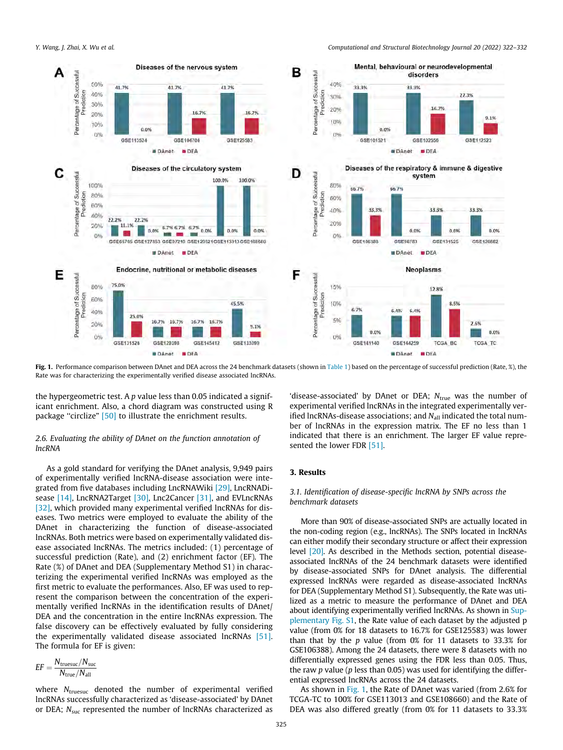Fig. 1. Performance comparison between DAnet and DEA across the 24 benchmark datasets (shown in Table 1) based on the percentage of successful prediction (Rate, %), the Rate was for characterizing the experimentally verified disease associated lncRNAs.

the hypergeometric test. A $p$ value less than 0.05 indicated a significant enrichment. Also, a chord diagram was constructed using R package "circlize" [50] to illustrate the enrichment results.

### 2.6. Evaluating the ability of DAnet on the function annotation of lncRNA

As a gold standard for verifying the DAnet analysis, 9,949 pairs of experimentally verified lncRNA-disease association were integrated from five databases including LncRNAWiki [29], LncRNADisease [14], LncRNA2Target [30], Lnc2Cancer [31], and EVLncRNAs [32], which provided many experimental verified lncRNAs for diseases. Two metrics were employed to evaluate the ability of the DAnet in characterizing the function of disease-associated lncRNAs. Both metrics were based on experimentally validated disease associated lncRNAs. The metrics included: (1) percentage of successful prediction (Rate), and (2) enrichment factor (EF). The Rate (%) of DAnet and DEA (Supplementary Method S1) in characterizing the experimental verified lncRNAs was employed as the first metric to evaluate the performances. Also, EF was used to represent the comparison between the concentration of the experimentally verified lncRNAs in the identification results of DAnet/DEA and the concentration in the entire lncRNAs expression. The false discovery can be effectively evaluated by fully considering the experimentally validated disease associated lncRNAs [51]. The formula for EF is given:

$$EF = \frac{N_{\text{truesuc}}/N_{\text{suc}}}{N_{\text{true}}/N_{\text{all}}}$$

where $N_{\text{truesuc}}$ denoted the number of experimental verified lncRNAs successfully characterized as 'disease-associated' by DAnet or DEA; $N_{\text{suc}}$ represented the number of lncRNAs characterized as 'disease-associated' by DAnet or DEA; $N_{\text{true}}$ was the number of experimental verified lncRNAs in the integrated experimentally verified lncRNAs-disease associations; and $N_{\text{all}}$ indicated the total number of lncRNAs in the expression matrix. The EF no less than 1 indicated that there is an enrichment. The larger EF value represented the lower FDR [51].

## 3. Results

### 3.1. Identification of disease-specific lncRNA by SNPs across the benchmark datasets

More than 90% of disease-associated SNPs are actually located in the non-coding region (e.g., lncRNAs). The SNPs located in lncRNAs can either modify their secondary structure or affect their expression level [20]. As described in the Methods section, potential disease-associated lncRNAs of the 24 benchmark datasets were identified by disease-associated SNPs for DAnet analysis. The differential expressed lncRNAs were regarded as disease-associated lncRNAs for DEA (Supplementary Method S1). Subsequently, the Rate was utilized as a metric to measure the performance of DAnet and DEA about identifying experimentally verified lncRNAs. As shown in Supplementary Fig. S1, the Rate value of each dataset by the adjusted p value (from 0% for 18 datasets to 16.7% for GSE125583) was lower than that by the $p$ value (from 0% for 11 datasets to 33.3% for GSE106388). Among the 24 datasets, there were 8 datasets with no differentially expressed genes using the FDR less than 0.05. Thus, the raw $p$ value ($p$ less than 0.05) was used for identifying the differential expressed lncRNAs across the 24 datasets.

As shown in Fig. 1, the Rate of DAnet was varied (from 2.6% for TCGA-TC to 100% for GSE113013 and GSE108660) and the Rate of DEA was also differed greatly (from 0% for 11 datasets to 33.3%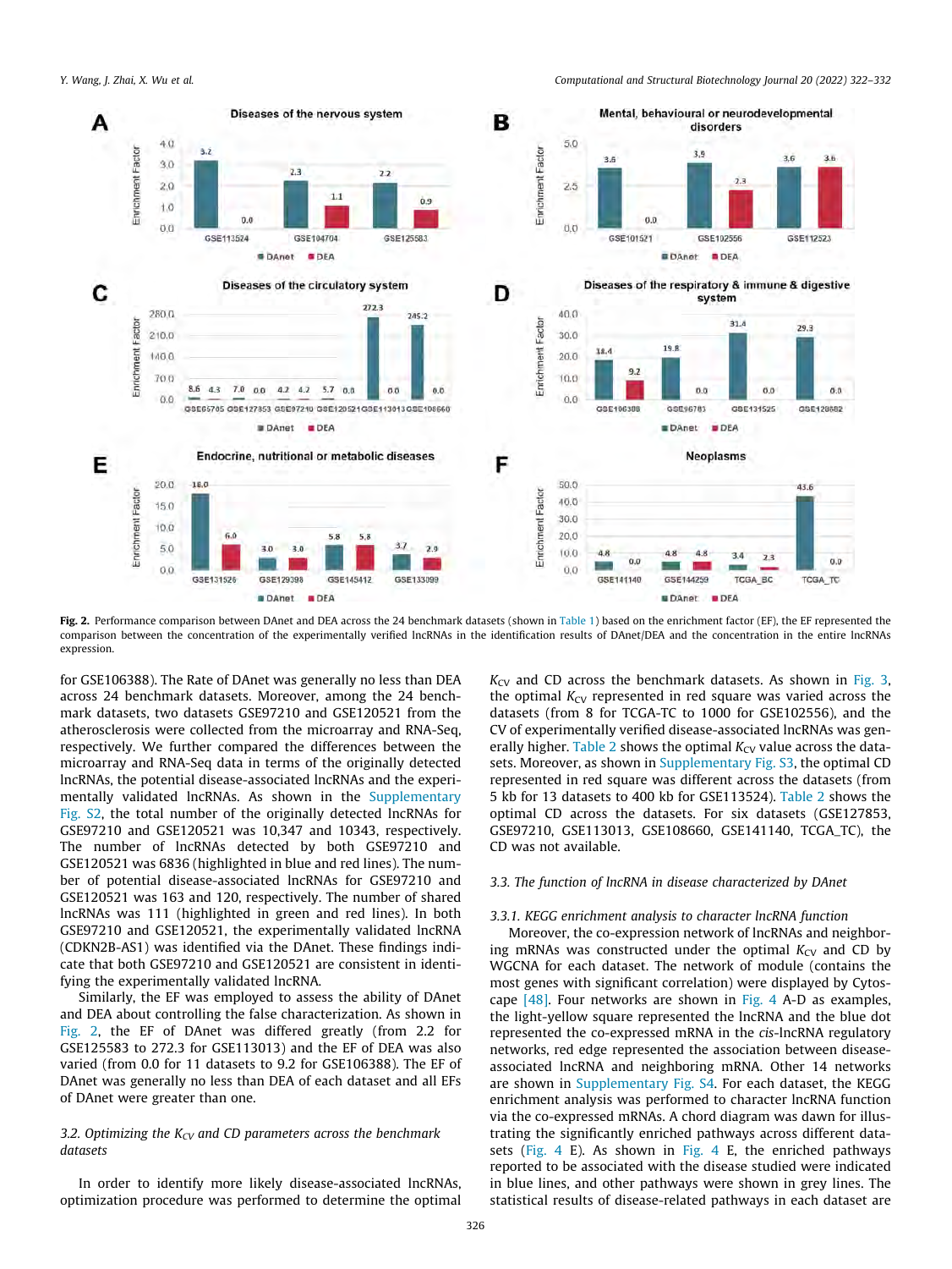Fig. 2. Performance comparison between DAnet and DEA across the 24 benchmark datasets (shown in Table 1) based on the enrichment factor (EF), the EF represented the comparison between the concentration of the experimentally verified lncRNAs in the identification results of DAnet/DEA and the concentration in the entire lncRNAs expression.

for GSE106388). The Rate of DAnet was generally no less than DEA across 24 benchmark datasets. Moreover, among the 24 benchmark datasets, two datasets GSE97210 and GSE120521 from the atherosclerosis were collected from the microarray and RNA-Seq, respectively. We further compared the differences between the microarray and RNA-Seq data in terms of the originally detected lncRNAs, the potential disease-associated lncRNAs and the experimentally validated lncRNAs. As shown in the Supplementary Fig. S2, the total number of the originally detected lncRNAs for GSE97210 and GSE120521 was 10,347 and 10343, respectively. The number of lncRNAs detected by both GSE97210 and GSE120521 was 6836 (highlighted in blue and red lines). The number of potential disease-associated lncRNAs for GSE97210 and GSE120521 was 163 and 120, respectively. The number of shared lncRNAs was 111 (highlighted in green and red lines). In both GSE97210 and GSE120521, the experimentally validated lncRNA (CDKN2B-AS1) was identified via the DAnet. These findings indicate that both GSE97210 and GSE120521 are consistent in identifying the experimentally validated lncRNA.

Similarly, the EF was employed to assess the ability of DAnet and DEA about controlling the false characterization. As shown in Fig. 2, the EF of DAnet was differed greatly (from 2.2 for GSE125583 to 272.3 for GSE113013) and the EF of DEA was also varied (from 0.0 for 11 datasets to 9.2 for GSE106388). The EF of DAnet was generally no less than DEA of each dataset and all EFs of DAnet were greater than one.

### 3.2. Optimizing the $K_{CV}$ and CD parameters across the benchmark datasets

In order to identify more likely disease-associated lncRNAs, optimization procedure was performed to determine the optimal $K_{CV}$ and CD across the benchmark datasets. As shown in Fig. 3, the optimal $K_{CV}$ represented in red square was varied across the datasets (from 8 for TCGA-TC to 1000 for GSE102556), and the CV of experimentally verified disease-associated lncRNAs was generally higher. Table 2 shows the optimal $K_{CV}$ value across the datasets. Moreover, as shown in Supplementary Fig. S3, the optimal CD represented in red square was different across the datasets (from 5 kb for 13 datasets to 400 kb for GSE113524). Table 2 shows the optimal CD across the datasets. For six datasets (GSE127853, GSE97210, GSE113013, GSE108660, GSE141140, TCGA_TC), the CD was not available.

### 3.3. The function of lncRNA in disease characterized by DAnet

#### 3.3.1. KEGG enrichment analysis to character lncRNA function

Moreover, the co-expression network of lncRNAs and neighboring mRNAs was constructed under the optimal $K_{CV}$ and CD by WGCNA for each dataset. The network of module (contains the most genes with significant correlation) were displayed by Cytoscape [48]. Four networks are shown in Fig. 4 A-D as examples, the light-yellow square represented the lncRNA and the blue dot represented the co-expressed mRNA in the *cis*-lncRNA regulatory networks, red edge represented the association between disease-associated lncRNA and neighboring mRNA. Other 14 networks are shown in Supplementary Fig. S4. For each dataset, the KEGG enrichment analysis was performed to character lncRNA function via the co-expressed mRNAs. A chord diagram was dawn for illustrating the significantly enriched pathways across different datasets (Fig. 4 E). As shown in Fig. 4 E, the enriched pathways reported to be associated with the disease studied were indicated in blue lines, and other pathways were shown in grey lines. The statistical results of disease-related pathways in each dataset are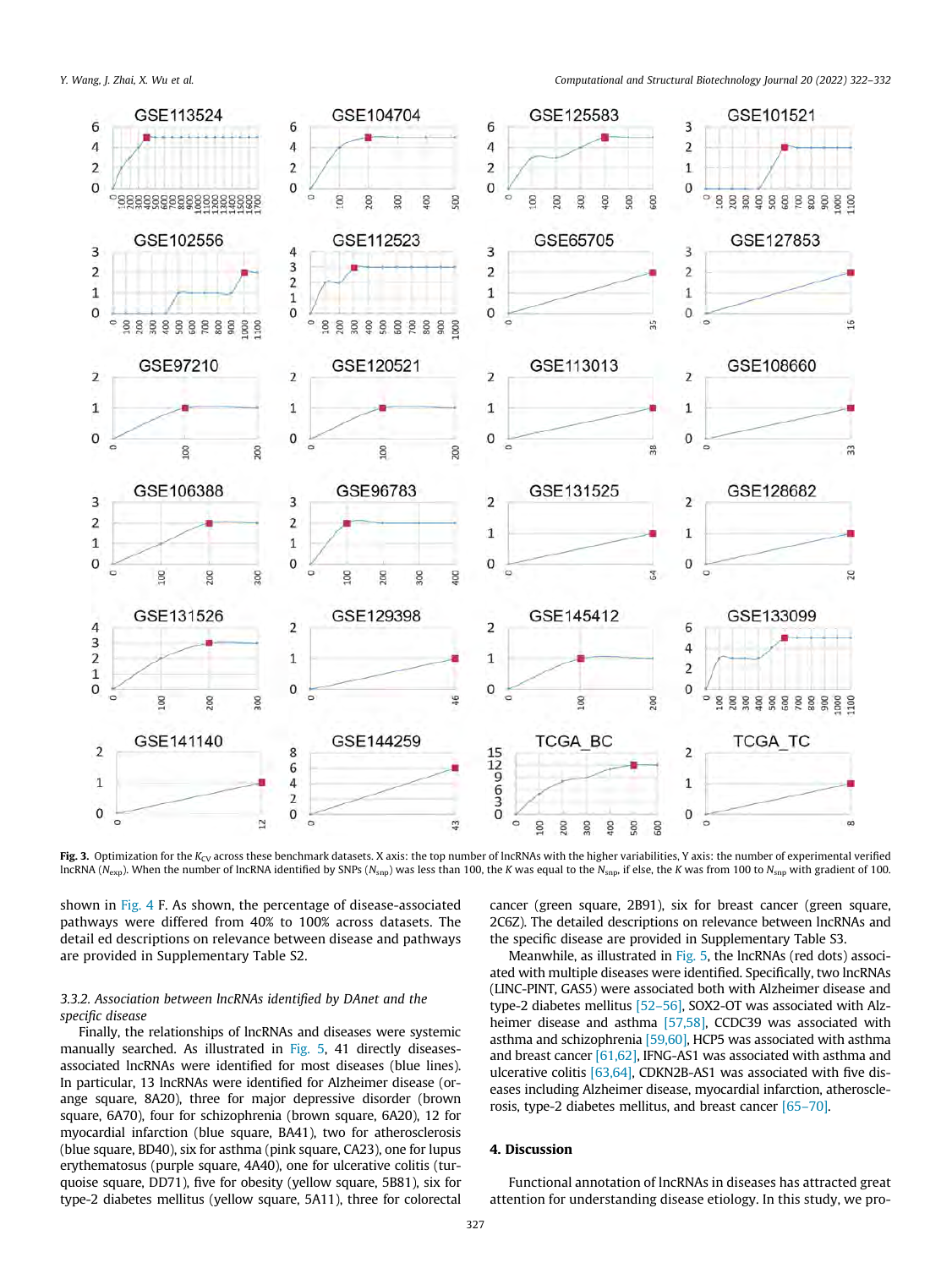**Fig. 3.** Optimization for the $K_{CV}$ across these benchmark datasets. X axis: the top number of lncRNAs with the higher variabilities, Y axis: the number of experimental verified lncRNA ($N_{exp}$). When the number of lncRNA identified by SNPs ($N_{snp}$) was less than 100, the $K$ was equal to the $N_{snp}$, if else, the $K$ was from 100 to $N_{snp}$ with gradient of 100.

shown in Fig. 4 F. As shown, the percentage of disease-associated pathways were differed from 40% to 100% across datasets. The detail ed descriptions on relevance between disease and pathways are provided in Supplementary Table S2.

### 3.3.2. Association between lncRNAs identified by DAnet and the specific disease

Finally, the relationships of lncRNAs and diseases were systemic manually searched. As illustrated in Fig. 5, 41 directly diseases-associated lncRNAs were identified for most diseases (blue lines). In particular, 13 lncRNAs were identified for Alzheimer disease (orange square, 8A20), three for major depressive disorder (brown square, 6A70), four for schizophrenia (brown square, 6A20), 12 for myocardial infarction (blue square, BA41), two for atherosclerosis (blue square, BD40), six for asthma (pink square, CA23), one for lupus erythematosus (purple square, 4A40), one for ulcerative colitis (turquoise square, DD71), five for obesity (yellow square, 5B81), six for type-2 diabetes mellitus (yellow square, 5A11), three for colorectal cancer (green square, 2B91), six for breast cancer (green square, 2C6Z). The detailed descriptions on relevance between lncRNAs and the specific disease are provided in Supplementary Table S3.

Meanwhile, as illustrated in Fig. 5, the lncRNAs (red dots) associated with multiple diseases were identified. Specifically, two lncRNAs (LINC-PINT, GAS5) were associated both with Alzheimer disease and type-2 diabetes mellitus [52–56], SOX2-OT was associated with Alzheimer disease and asthma [57,58], CCDC39 was associated with asthma and schizophrenia [59,60], HCP5 was associated with asthma and breast cancer [61,62], IFNG-AS1 was associated with asthma and ulcerative colitis [63,64], CDKN2B-AS1 was associated with five diseases including Alzheimer disease, myocardial infarction, atherosclerosis, type-2 diabetes mellitus, and breast cancer [65–70].

## 4. Discussion

Functional annotation of lncRNAs in diseases has attracted great attention for understanding disease etiology. In this study, we pro-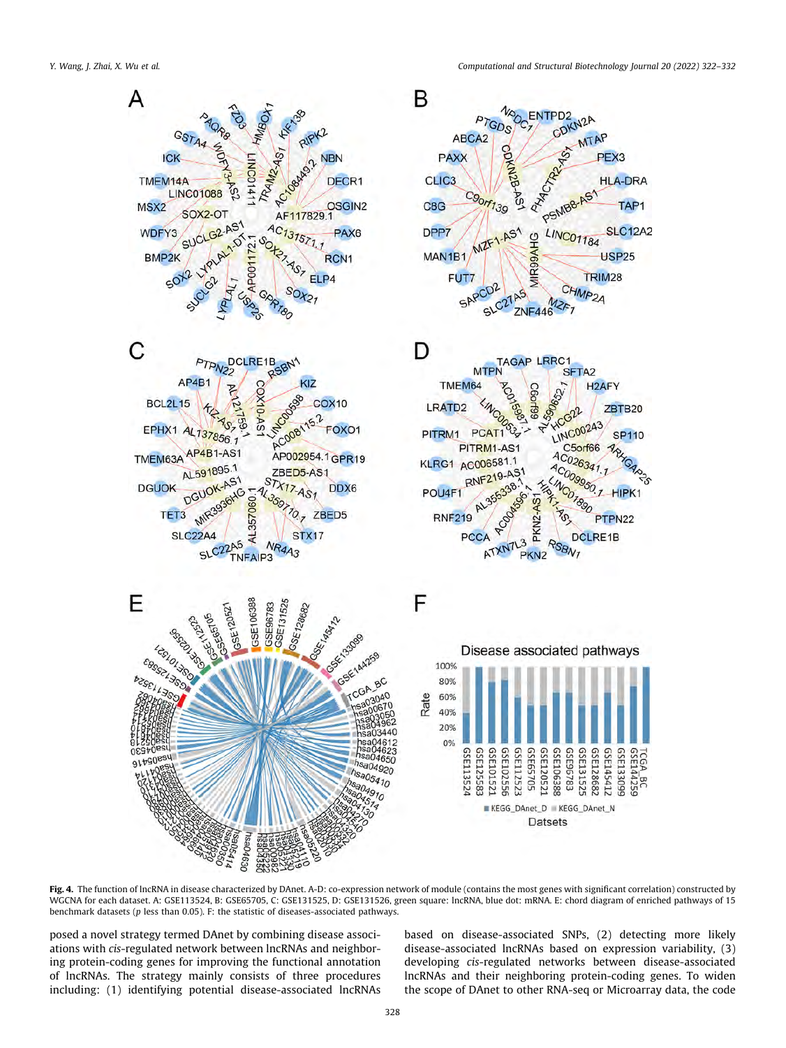**Fig. 4.** The function of lncRNA in disease characterized by DAnet. A-D: co-expression network of module (contains the most genes with significant correlation) constructed by WGCNA for each dataset. A: GSE113524, B: GSE65705, C: GSE131525, D: GSE131626, green square: lncRNA, blue dot: mRNA. E: chord diagram of enriched pathways of 15 benchmark datasets (p less than 0.05). F: the statistic of diseases-associated pathways.

posed a novel strategy termed DAnet by combining disease associations with *cis*-regulated network between lncRNAs and neighboring protein-coding genes for improving the functional annotation of lncRNAs. The strategy mainly consists of three procedures including: (1) identifying potential disease-associated lncRNAs based on disease-associated SNPs, (2) detecting more likely disease-associated lncRNAs based on expression variability, (3) developing *cis*-regulated networks between disease-associated lncRNAs and their neighboring protein-coding genes. To widen the scope of DAnet to other RNA-seq or Microarray data, the code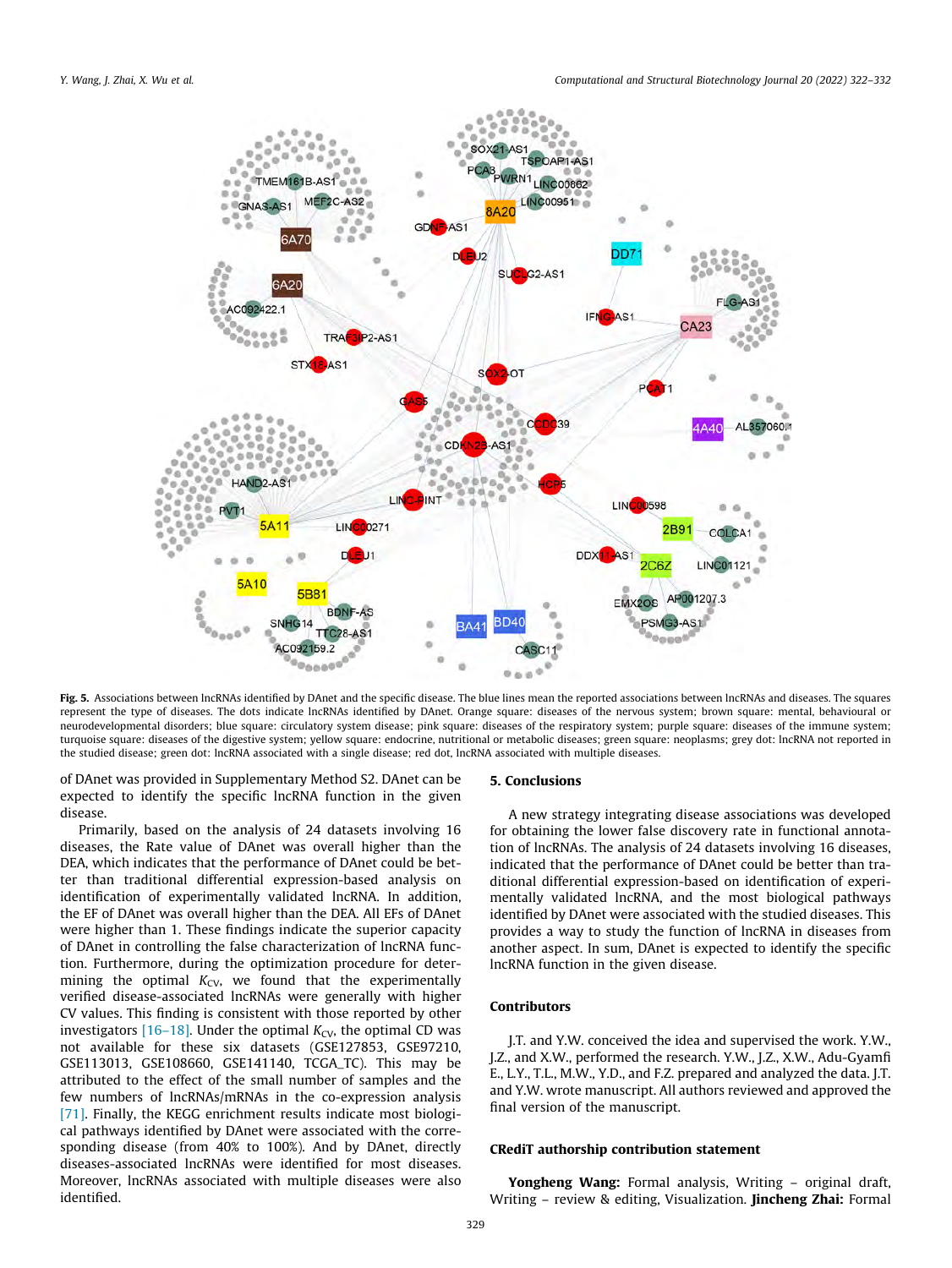**Fig. 5.** Associations between lncRNAs identified by DAnet and the specific disease. The blue lines mean the reported associations between lncRNAs and diseases. The squares represent the type of diseases. The dots indicate lncRNAs identified by DAnet. Orange square: diseases of the nervous system; brown square: mental, behavioural or neurodevelopmental disorders; blue square: circulatory system disease; pink square: diseases of the respiratory system; purple square: diseases of the immune system; turquoise square: diseases of the digestive system; yellow square: endocrine, nutritional or metabolic diseases; green square: neoplasms; grey dot: lncRNA not reported in the studied disease; green dot: lncRNA associated with a single disease; red dot, lncRNA associated with multiple diseases.

of DAnet was provided in Supplementary Method S2. DAnet can be expected to identify the specific lncRNA function in the given disease.

Primarily, based on the analysis of 24 datasets involving 16 diseases, the Rate value of DAnet was overall higher than the DEA, which indicates that the performance of DAnet could be better than traditional differential expression-based analysis on identification of experimentally validated lncRNA. In addition, the EF of DAnet was overall higher than the DEA. All EFs of DAnet were higher than 1. These findings indicate the superior capacity of DAnet in controlling the false characterization of lncRNA function. Furthermore, during the optimization procedure for determining the optimal $K_{CV}$, we found that the experimentally verified disease-associated lncRNAs were generally with higher CV values. This finding is consistent with those reported by other investigators [16–18]. Under the optimal $K_{CV}$, the optimal CD was not available for these six datasets (GSE127853, GSE97210, GSE113013, GSE108660, GSE141140, TCGA_TC). This may be attributed to the effect of the small number of samples and the few numbers of lncRNAs/mRNAs in the co-expression analysis [71]. Finally, the KEGG enrichment results indicate most biological pathways identified by DAnet were associated with the corresponding disease (from 40% to 100%). And by DAnet, directly diseases-associated lncRNAs were identified for most diseases. Moreover, lncRNAs associated with multiple diseases were also identified.

## 5. Conclusions

A new strategy integrating disease associations was developed for obtaining the lower false discovery rate in functional annotation of lncRNAs. The analysis of 24 datasets involving 16 diseases, indicated that the performance of DAnet could be better than traditional differential expression-based analysis on identification of experimentally validated lncRNA, and the most biological pathways identified by DAnet were associated with the studied diseases. This provides a way to study the function of lncRNA in diseases from another aspect. In sum, DAnet is expected to identify the specific lncRNA function in the given disease.

## Contributors

J.T. and Y.W. conceived the idea and supervised the work. Y.W., J.Z., and X.W., performed the research. Y.W., J.Z., X.W., Adu-Gyamfi E., L.Y., T.L., M.W., Y.D., and F.Z. prepared and analyzed the data. J.T. and Y.W. wrote manuscript. All authors reviewed and approved the final version of the manuscript.

## CRediT authorship contribution statement

**Yongheng Wang:** Formal analysis, Writing – original draft, Writing – review & editing, Visualization. **Jincheng Zhai:** Formal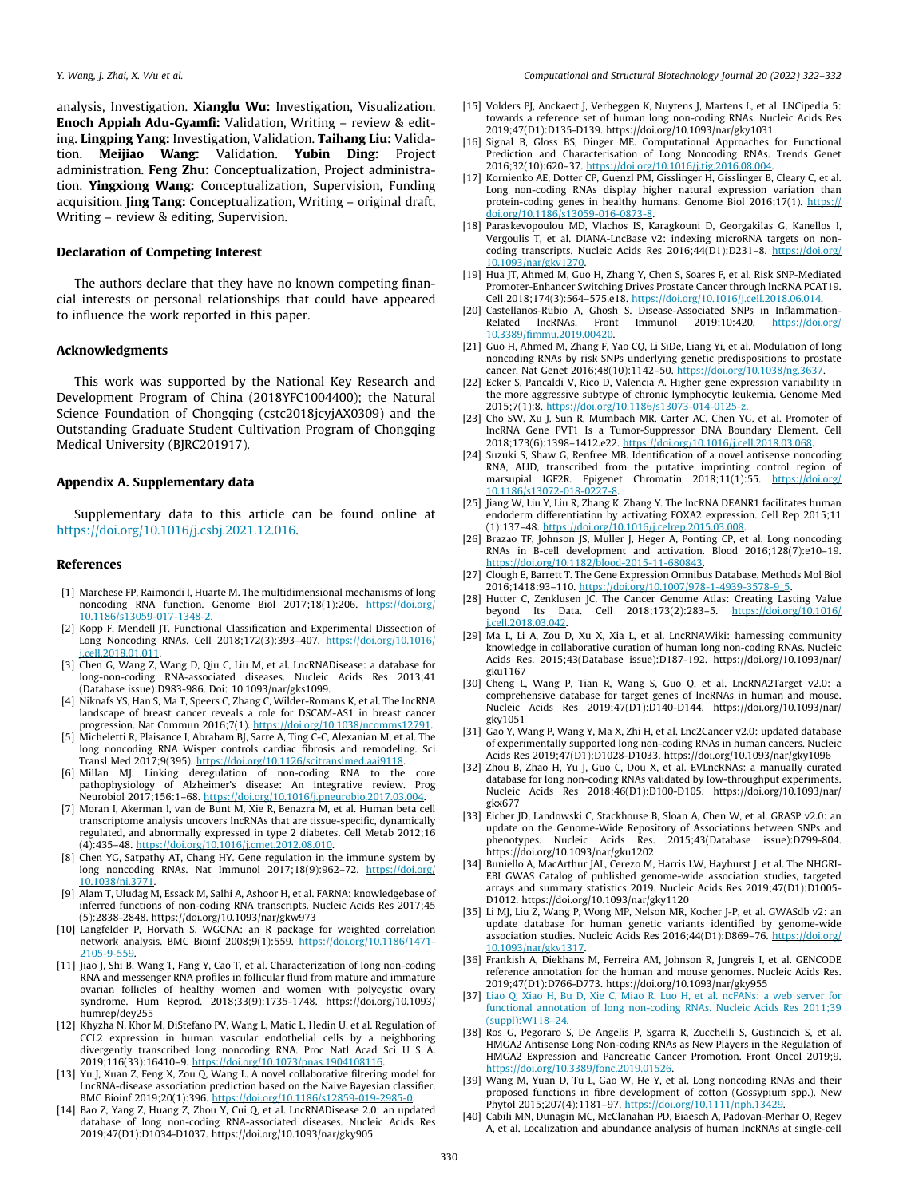analysis, Investigation. **Xianglu Wu:** Investigation, Visualization. **Enoch Appiah Adu-Gyamfi:** Validation, Writing – review & editing. **Lingping Yang:** Investigation, Validation. **Taihang Liu:** Validation. **Meijiao Wang:** Validation. **Yubin Ding:** Project administration. **Feng Zhu:** Conceptualization, Project administration. **Yingxiong Wang:** Conceptualization, Supervision, Funding acquisition. **Jing Tang:** Conceptualization, Writing – original draft, Writing – review & editing, Supervision.

### Declaration of Competing Interest

The authors declare that they have no known competing financial interests or personal relationships that could have appeared to influence the work reported in this paper.

### Acknowledgments

This work was supported by the National Key Research and Development Program of China (2018YFC1004400); the Natural Science Foundation of Chongqing (cstc2018jcyjAX0309) and the Outstanding Graduate Student Cultivation Program of Chongqing Medical University (BJRC201917).

### Appendix A. Supplementary data

Supplementary data to this article can be found online at https://doi.org/10.1016/j.csbj.2021.12.016.

### References

[1] Marchese FP, Raimondi I, Huarte M. The multidimensional mechanisms of long noncoding RNA function. Genome Biol 2017;18(1):206. https://doi.org/10.1186/s13059-017-1348-2.

[2] Kopp F, Mendell JT. Functional Classification and Experimental Dissection of Long Noncoding RNAs. Cell 2018;172(3):393–407. https://doi.org/10.1016/j.cell.2018.01.011.

[3] Chen G, Wang Z, Wang D, Qiu C, Liu M, et al. LncRNADisease: a database for long-non-coding RNA-associated diseases. Nucleic Acids Res 2013;41(Database issue):D983-986. Doi: 10.1093/nar/gks1099.

[4] Niknafs YS, Han S, Ma T, Speers C, Zhang C, Wilder-Romans K, et al. The lncRNA landscape of breast cancer reveals a role for DSCAM-AS1 in breast cancer progression. Nat Commun 2016;7(1). https://doi.org/10.1038/ncomms12791.

[5] Micheletti R, Plaisance I, Abraham BJ, Sarre A, Ting C-C, Alexanian M, et al. The long noncoding RNA Wisper controls cardiac fibrosis and remodeling. Sci Transl Med 2017;9(395). https://doi.org/10.1126/scitranslmed.aai9118.

[6] Millan MJ. Linking deregulation of non-coding RNA to the core pathophysiology of Alzheimer's disease: An integrative review. Prog Neurobiol 2017;156:1–68. https://doi.org/10.1016/j.pneurobio.2017.03.004.

[7] Moran I, Akerman I, van de Bunt M, Xie R, Benazra M, et al. Human beta cell transcriptome analysis uncovers lncRNAs that are tissue-specific, dynamically regulated, and abnormally expressed in type 2 diabetes. Cell Metab 2012;16(4):435–48. https://doi.org/10.1016/j.cmet.2012.08.010.

[8] Chen YG, Satpathy AT, Chang HY. Gene regulation in the immune system by long noncoding RNAs. Nat Immunol 2017;18(9):962–72. https://doi.org/10.1038/ni.3771.

[9] Alam T, Uludag M, Essack M, Salhi A, Ashoor H, et al. FARNA: knowledgebase of inferred functions of non-coding RNA transcripts. Nucleic Acids Res 2017;45(5):2838-2848. https://doi.org/10.1093/nar/gkw973

[10] Langfelder P, Horvath S. WGCNA: an R package for weighted correlation network analysis. BMC Bioinf 2008;9(1):559. https://doi.org/10.1186/1471-2105-9-559.

[11] Jiao J, Shi B, Wang T, Fang Y, Cao T, et al. Characterization of long non-coding RNA and messenger RNA profiles in follicular fluid from mature and immature ovarian follicles of healthy women and women with polycystic ovary syndrome. Hum Reprod. 2018;33(9):1735-1748. https://doi.org/10.1093/humrep/dey255

[12] Khyzha N, Khor M, DiStefano PV, Wang L, Matic L, Hedin U, et al. Regulation of CCL2 expression in human vascular endothelial cells by a neighboring divergently transcribed long noncoding RNA. Proc Natl Acad Sci U S A. 2019;116(33):16410–9. https://doi.org/10.1073/pnas.1904108116.

[13] Yu J, Xuan Z, Feng X, Zou Q, Wang L. A novel collaborative filtering model for LncRNA-disease association prediction based on the Naive Bayesian classifier. BMC Bioinf 2019;20(1):396. https://doi.org/10.1186/s12859-019-2985-0.

[14] Bao Z, Yang Z, Huang Z, Zhou Y, Cui Q, et al. LncRNADisease 2.0: an updated database of long non-coding RNA-associated diseases. Nucleic Acids Res 2019;47(D1):D1034-D1037. https://doi.org/10.1093/nar/gky905

[15] Volders PJ, Anckaert J, Verheggen K, Nuytens J, Martens L, et al. LNCipedia 5: towards a reference set of human long non-coding RNAs. Nucleic Acids Res 2019;47(D1):D135-D139. https://doi.org/10.1093/nar/gky1031

[16] Signal B, Gloss BS, Dinger ME. Computational Approaches for Functional Prediction and Characterisation of Long Noncoding RNAs. Trends Genet 2016;32(10):620–37. https://doi.org/10.1016/j.tig.2016.08.004.

[17] Kornienko AE, Dotter CP, Guenzl PM, Gisslinger H, Gisslinger B, Cleary C, et al. Long non-coding RNAs display higher natural expression variation than protein-coding genes in healthy humans. Genome Biol 2016;17(1). https://doi.org/10.1186/s13059-016-0873-8.

[18] Paraskevopoulou MD, Vlachos IS, Karagkouni D, Georgakilas G, Kanellos I, Vergoulis T, et al. DIANA-LncBase v2: indexing microRNA targets on non-coding transcripts. Nucleic Acids Res 2016;44(D1):D231–8. https://doi.org/10.1093/nar/gkv1270.

[19] Hua JT, Ahmed M, Guo H, Zhang Y, Chen S, Soares F, et al. Risk SNP-Mediated Promoter-Enhancer Switching Drives Prostate Cancer through lncRNA PCAT19. Cell 2018;174(3):564–575.e18. https://doi.org/10.1016/j.cell.2018.06.014.

[20] Castellanos-Rubio A, Ghosh S. Disease-Associated SNPs in Inflammation-Related lncRNAs. Front Immunol 2019;10:420. https://doi.org/10.3389/fimmu.2019.00420.

[21] Guo H, Ahmed M, Zhang F, Yao CQ, Li SiDe, Liang Yi, et al. Modulation of long noncoding RNAs by risk SNPs underlying genetic predispositions to prostate cancer. Nat Genet 2016;48(10):1142–50. https://doi.org/10.1038/ng.3637.

[22] Ecker S, Pancaldi V, Rico D, Valencia A. Higher gene expression variability in the more aggressive subtype of chronic lymphocytic leukemia. Genome Med 2015;7(1):8. https://doi.org/10.1186/s13073-014-0125-z.

[23] Cho SW, Xu J, Sun R, Mumbach MR, Carter AC, Chen YG, et al. Promoter of lncRNA Gene PVT1 Is a Tumor-Suppressor DNA Boundary Element. Cell 2018;173(6):1398–1412.e22. https://doi.org/10.1016/j.cell.2018.03.068.

[24] Suzuki S, Shaw G, Renfree MB. Identification of a novel antisense noncoding RNA, ALID, transcribed from the putative imprinting control region of marsupial IGF2R. Epigenet Chromatin 2018;11(1):55. https://doi.org/10.1186/s13072-018-0227-8.

[25] Jiang W, Liu Y, Liu R, Zhang K, Zhang Y. The lncRNA DEANR1 facilitates human endoderm differentiation by activating FOXA2 expression. Cell Rep 2015;11(1):137–48. https://doi.org/10.1016/j.celrep.2015.03.008.

[26] Brazao TF, Johnson JS, Muller J, Heger A, Ponting CP, et al. Long noncoding RNAs in B-cell development and activation. Blood 2016;128(7):e10–19. https://doi.org/10.1182/blood-2015-11-680843.

[27] Clough E, Barrett T. The Gene Expression Omnibus Database. Methods Mol Biol 2016;1418:93–110. https://doi.org/10.1007/978-1-4939-3578-9_5.

[28] Hutter C, Zenklusen JC. The Cancer Genome Atlas: Creating Lasting Value beyond Its Data. Cell 2018;173(2):283–5. https://doi.org/10.1016/j.cell.2018.03.042.

[29] Ma L, Li A, Zou D, Xu X, Xia L, et al. LncRNAWiki: harnessing community knowledge in collaborative curation of human long non-coding RNAs. Nucleic Acids Res. 2015;43(Database issue):D187-192. https://doi.org/10.1093/nar/gku1167

[30] Cheng L, Wang P, Tian R, Wang S, Guo Q, et al. LncRNA2Target v2.0: a comprehensive database for target genes of lncRNAs in human and mouse. Nucleic Acids Res 2019;47(D1):D140-D144. https://doi.org/10.1093/nar/gky1051

[31] Gao Y, Wang P, Wang Y, Ma X, Zhi H, et al. Lnc2Cancer v2.0: updated database of experimentally supported long non-coding RNAs in human cancers. Nucleic Acids Res 2019;47(D1):D1028-D1033. https://doi.org/10.1093/nar/gky1096

[32] Zhou B, Zhao H, Yu J, Guo C, Dou X, et al. EVLncRNAs: a manually curated database for long non-coding RNAs validated by low-throughput experiments. Nucleic Acids Res 2018;46(D1):D100-D105. https://doi.org/10.1093/nar/gkx677

[33] Eicher JD, Landowski C, Stackhouse B, Sloan A, Chen W, et al. GRASP v2.0: an update on the Genome-Wide Repository of Associations between SNPs and phenotypes. Nucleic Acids Res. 2015;43(Database issue):D799-804. https://doi.org/10.1093/nar/gku1202

[34] Buniello A, MacArthur JAL, Cerezo M, Harris LW, Hayhurst J, et al. The NHGRI-EBI GWAS Catalog of published genome-wide association studies, targeted arrays and summary statistics 2019. Nucleic Acids Res 2019;47(D1):D1005-D1012. https://doi.org/10.1093/nar/gky1120

[35] Li MJ, Liu Z, Wang P, Wong MP, Nelson MR, Kocher J-P, et al. GWASdb v2: an update database for human genetic variants identified by genome-wide association studies. Nucleic Acids Res 2016;44(D1):D869–76. https://doi.org/10.1093/nar/gkv1317.

[36] Frankish A, Diekhans M, Ferreira AM, Johnson R, Jungreis I, et al. GENCODE reference annotation for the human and mouse genomes. Nucleic Acids Res. 2019;47(D1):D766-D773. https://doi.org/10.1093/nar/gky955

[37] Liao Q, Xiao H, Bu D, Xie C, Miao R, Luo H, et al. ncFANs: a web server for functional annotation of long non-coding RNAs. Nucleic Acids Res 2011;39(suppl):W118–24.

[38] Ros G, Pegoraro S, De Angelis P, Sgarra R, Zucchelli S, Gustincich S, et al. HMGA2 Antisense Long Non-coding RNAs as New Players in the Regulation of HMGA2 Expression and Pancreatic Cancer Promotion. Front Oncol 2019;9. https://doi.org/10.3389/fonc.2019.01526.

[39] Wang M, Yuan D, Tu L, Gao W, He Y, et al. Long noncoding RNAs and their proposed functions in fibre development of cotton (Gossypium spp.). New Phytol 2015;207(4):1181–97. https://doi.org/10.1111/nph.13429.

[40] Cabili MN, Dunagin MC, McClanahan PD, Biaesch A, Padovan-Merhar O, Regev A, et al. Localization and abundance analysis of human lncRNAs at single-cell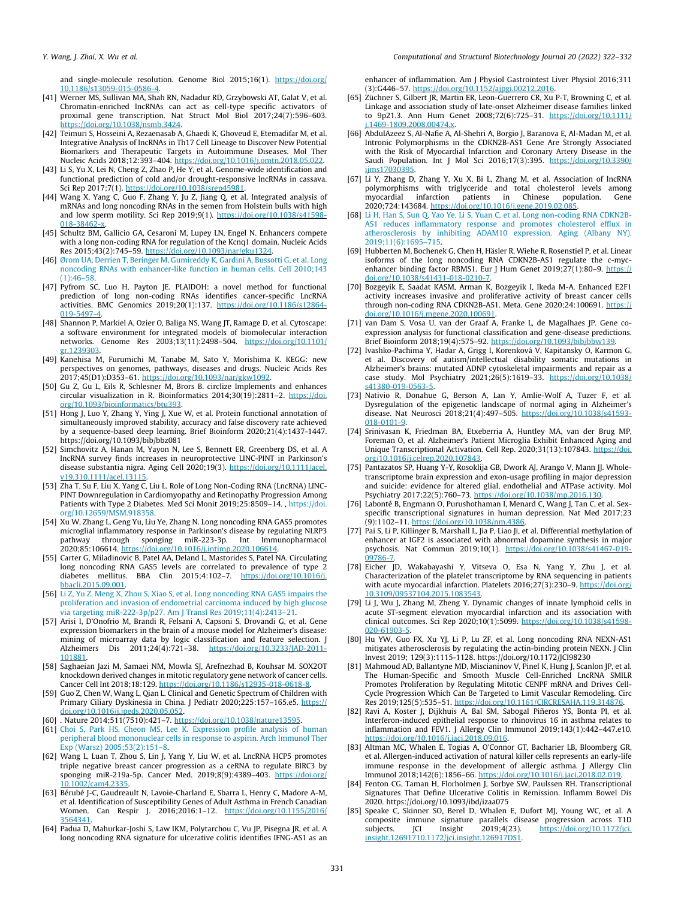and single-molecule resolution. Genome Biol 2015;16(1). https://doi.org/10.1186/s13059-015-0586-4.

[41] Werner MS, Sullivan MA, Shah RN, Nadadur RD, Grzybowski AT, Galat V, et al. Chromatin-enriched lncRNAs can act as cell-type specific activators of proximal gene transcription. Nat Struct Mol Biol 2017;24(7):596–603. https://doi.org/10.1038/nsmb.3424.

[42] Teimuri S, Hosseini A, Rezaenasab A, Ghaedi K, Ghoveud E, Etemadifar M, et al. Integrative Analysis of lncRNAs in Th17 Cell Lineage to Discover New Potential Biomarkers and Therapeutic Targets in Autoimmune Diseases. Mol Ther Nucleic Acids 2018;12:393–404. https://doi.org/10.1016/j.omtn.2018.05.022.

[43] Li S, Yu X, Lei N, Cheng Z, Zhao P, He Y, et al. Genome-wide identification and functional prediction of cold and/or drought-responsive lncRNAs in cassava. Sci Rep 2017;7(1). https://doi.org/10.1038/srep45981.

[44] Wang X, Yang C, Guo F, Zhang Y, Ju Z, Jiang Q, et al. Integrated analysis of mRNAs and long noncoding RNAs in the semen from Holstein bulls with high and low sperm motility. Sci Rep 2019;9(1). https://doi.org/10.1038/s41598-018-38462-x.

[45] Schultz BM, Gallicio GA, Cesaroni M, Lupey LN, Engel N. Enhancers compete with a long non-coding RNA for regulation of the Kcnq1 domain. Nucleic Acids Res 2015;43(2):745–59. https://doi.org/10.1093/nar/gku1324.

[46] Ørom UA, Derrien T, Beringer M, Gumireddy K, Gardini A, Bussotti G, et al. Long noncoding RNAs with enhancer-like function in human cells. Cell 2010;143(1):46–58.

[47] Pyfrom SC, Luo H, Payton JE. PLAIDOH: a novel method for functional prediction of long non-coding RNAs identifies cancer-specific LncRNA activities. BMC Genomics 2019;20(1):137. https://doi.org/10.1186/s12864-019-5497-4.

[48] Shannon P, Markiel A, Ozier O, Baliga NS, Wang JT, Ramage D, et al. Cytoscape: a software environment for integrated models of biomolecular interaction networks. Genome Res 2003;13(11):2498–504. https://doi.org/10.1101/gr.1239303.

[49] Kanehisa M, Furumichi M, Tanabe M, Sato Y, Morishima K. KEGG: new perspectives on genomes, pathways, diseases and drugs. Nucleic Acids Res 2017;45(D1):D353–61. https://doi.org/10.1093/nar/gkw1092.

[50] Gu Z, Gu L, Eils R, Schlesner M, Brors B. circlize Implements and enhances circular visualization in R. Bioinformatics 2014;30(19):2811–2. https://doi.org/10.1093/bioinformatics/btu393.

[51] Hong J, Luo Y, Zhang Y, Ying J, Xue W, et al. Protein functional annotation of simultaneously improved stability, accuracy and false discovery rate achieved by a sequence-based deep learning. Brief Bioinform 2020;21(4):1437-1447. https://doi.org/10.1093/bib/bbz081

[52] Simchovitz A, Hanan M, Yayon N, Lee S, Bennett ER, Greenberg DS, et al. A lncRNA survey finds increases in neuroprotective LINC-PINT in Parkinson's disease substantia nigra. Aging Cell 2020;19(3). https://doi.org/10.1111/acel.v19.310.1111/acel.13115.

[53] Zha T, Su F, Liu X, Yang C, Liu L. Role of Long Non-Coding RNA (LncRNA) LINC-PINT Downregulation in Cardiomyopathy and Retinopathy Progression Among Patients with Type 2 Diabetes. Med Sci Monit 2019;25:8509–14. , https://doi.org/10.12659/MSM.918358.

[54] Xu W, Zhang L, Geng Yu, Liu Ye, Zhang N. Long noncoding RNA GAS5 promotes microglial inflammatory response in Parkinson's disease by regulating NLRP3 pathway through sponging miR-223-3p. Int Immunopharmacol 2020;85:106614. https://doi.org/10.1016/j.intimp.2020.106614.

[55] Carter G, Miladinovic B, Patel AA, Deland L, Mastorides S, Patel NA. Circulating long noncoding RNA GAS5 levels are correlated to prevalence of type 2 diabetes mellitus. BBA Clin 2015;4:102–7. https://doi.org/10.1016/j.bbacli.2015.09.001.

[56] Li Z, Yu Z, Meng X, Zhou S, Xiao S, et al. Long noncoding RNA GAS5 impairs the proliferation and invasion of endometrial carcinoma induced by high glucose via targeting miR-222-3p/p27. Am J Transl Res 2019;11(4):2413–21.

[57] Arisi I, D'Onofrio M, Brandi R, Felsani A, Capsoni S, Drovandi G, et al. Gene expression biomarkers in the brain of a mouse model for Alzheimer's disease: mining of microarray data by logic classification and feature selection. J Alzheimers Dis 2011;24(4):721–38. https://doi.org/10.3233/JAD-2011-101881.

[58] Saghaeian Jazi M, Samaei NM, Mowla SJ, Arefnezhad B, Kouhsar M. SOX2OT knockdown derived changes in mitotic regulatory gene network of cancer cells. Cancer Cell Int 2018;18:129. https://doi.org/10.1186/s12935-018-0618-8.

[59] Guo Z, Chen W, Wang L, Qian L. Clinical and Genetic Spectrum of Children with Primary Ciliary Dyskinesia in China. J Pediatr 2020;225:157–165.e5. https://doi.org/10.1016/j.jpeds.2020.05.052.

[60] . Nature 2014;511(7510):421–7. https://doi.org/10.1038/nature13595.

[61] Choi S, Park HS, Cheon MS, Lee K. Expression profile analysis of human peripheral blood mononuclear cells in response to aspirin. Arch Immunol Ther Exp (Warsz) 2005;53(2):151–8.

[62] Wang L, Luan T, Zhou S, Lin J, Yang Y, Liu W, et al. LncRNA HCP5 promotes triple negative breast cancer progression as a ceRNA to regulate BIRC3 by sponging miR-219a-5p. Cancer Med. 2019;8(9):4389–403. https://doi.org/10.1002/cam4.2335.

[63] Bérubé J-C, Gaudreault N, Lavoie-Charland E, Sbarra L, Henry C, Madore A-M, et al. Identification of Susceptibility Genes of Adult Asthma in French Canadian Women. Can Respir J. 2016;2016:1–12. https://doi.org/10.1155/2016/3564341.

[64] Padua D, Mahurkar-Joshi S, Law IKM, Polytarchou C, Vu JP, Pisegna JR, et al. A long noncoding RNA signature for ulcerative colitis identifies IFNG-AS1 as an enhancer of inflammation. Am J Physiol Gastrointest Liver Physiol 2016;311(3):G446–57. https://doi.org/10.1152/ajpgi.00212.2016.

[65] Züchner S, Gilbert JR, Martin ER, Leon-Guerrero CR, Xu P-T, Browning C, et al. Linkage and association study of late-onset Alzheimer disease families linked to 9p21.3. Ann Hum Genet 2008;72(6):725–31. https://doi.org/10.1111/j.1469-1809.2008.00474.x.

[66] AbdulAzeez S, Al-Nafie A, Al-Shehri A, Borgio J, Baranova E, Al-Madan M, et al. Intronic Polymorphisms in the CDKN2B-AS1 Gene Are Strongly Associated with the Risk of Myocardial Infarction and Coronary Artery Disease in the Saudi Population. Int J Mol Sci 2016;17(3):395. https://doi.org/10.3390/ijms17030395.

[67] Li Y, Zhang D, Zhang Y, Xu X, Bi L, Zhang M, et al. Association of lncRNA polymorphisms with triglyceride and total cholesterol levels among myocardial infarction patients in Chinese population. Gene 2020;724:143684. https://doi.org/10.1016/j.gene.2019.02.085.

[68] Li H, Han S, Sun Q, Yao Ye, Li S, Yuan C, et al. Long non-coding RNA CDKN2B-AS1 reduces inflammatory response and promotes cholesterol efflux in atherosclerosis by inhibiting ADAM10 expression. Aging (Albany NY). 2019;11(6):1695–715.

[69] Hubberten M, Bochenek G, Chen H, Häsler R, Wiehe R, Rosenstiel P, et al. Linear isoforms of the long noncoding RNA CDKN2B-AS1 regulate the c-myc-enhancer binding factor RBMS1. Eur J Hum Genet 2019;27(1):80–9. https://doi.org/10.1038/s41431-018-0210-7.

[70] Bozgeyik E, Saadat KASM, Arman K, Bozgeyik I, Ikeda M-A. Enhanced E2F1 activity increases invasive and proliferative activity of breast cancer cells through non-coding RNA CDKN2B-AS1. Meta. Gene 2020;24:100691. https://doi.org/10.1016/j.mgene.2020.100691.

[71] van Dam S, Vosa U, van der Graaf A, Franke L, de Magalhaes JP. Gene co-expression analysis for functional classification and gene-disease predictions. Brief Bioinform 2018;19(4):575–92. https://doi.org/10.1093/bib/bbw139.

[72] Ivashko-Pachima Y, Hadar A, Grigg I, Korenková V, Kapitansky O, Karmon G, et al. Discovery of autism/intellectual disability somatic mutations in Alzheimer's brains: mutated ADNP cytoskeletal impairments and repair as a case study. Mol Psychiatry 2021;26(5):1619–33. https://doi.org/10.1038/s41380-019-0563-5.

[73] Nativio R, Donahue G, Berson A, Lan Y, Amlie-Wolf A, Tuzer F, et al. Dysregulation of the epigenetic landscape of normal aging in Alzheimer's disease. Nat Neurosci 2018;21(4):497–505. https://doi.org/10.1038/s41593-018-0101-9.

[74] Srinivasan K, Friedman BA, Etxeberria A, Huntley MA, van der Brug MP, Foreman O, et al. Alzheimer's Patient Microglia Exhibit Enhanced Aging and Unique Transcriptional Activation. Cell Rep. 2020;31(13):107843. https://doi.org/10.1016/j.celrep.2020.107843.

[75] Pantazatos SP, Huang Y-Y, Rosoklija GB, Dwork AJ, Arango V, Mann JJ. Whole-transcriptome brain expression and exon-usage profiling in major depression and suicide: evidence for altered glial, endothelial and ATPase activity. Mol Psychiatry 2017;22(5):760–73. https://doi.org/10.1038/mp.2016.130.

[76] Labonté B, Engmann O, Purushothaman I, Menard C, Wang J, Tan C, et al. Sex-specific transcriptional signatures in human depression. Nat Med 2017;23(9):1102–11. https://doi.org/10.1038/nm.4386.

[77] Pai S, Li P, Killinger B, Marshall L, Jia P, Liao Ji, et al. Differential methylation of enhancer at IGF2 is associated with abnormal dopamine synthesis in major psychosis. Nat Commun 2019;10(1). https://doi.org/10.1038/s41467-019-09786-7.

[78] Eicher JD, Wakabayashi Y, Vitseva O, Esa N, Yang Y, Zhu J, et al. Characterization of the platelet transcriptome by RNA sequencing in patients with acute myocardial infarction. Platelets 2016;27(3):230–9. https://doi.org/10.3109/09537104.2015.1083543.

[79] Li J, Wu J, Zhang M, Zheng Y. Dynamic changes of innate lymphoid cells in acute ST-segment elevation myocardial infarction and its association with clinical outcomes. Sci Rep 2020;10(1):5099. https://doi.org/10.1038/s41598-020-61903-5.

[80] Hu YW, Guo FX, Xu YJ, Li P, Lu ZF, et al. Long noncoding RNA NEXN-AS1 mitigates atherosclerosis by regulating the actin-binding protein NEXN. J Clin Invest 2019; 129(3):1115-1128. https://doi.org/10.1172/JCI98230

[81] Mahmoud AD, Ballantyne MD, Miscianinov V, Pinel K, Hung J, Scanlon JP, et al. The Human-Specific and Smooth Muscle Cell-Enriched LncRNA SMILR Promotes Proliferation by Regulating Mitotic CENPF mRNA and Drives Cell-Cycle Progression Which Can Be Targeted to Limit Vascular Remodeling. Circ Res 2019;125(5):535–51. https://doi.org/10.1161/CIRCRESAHA.119.314876.

[82] Ravi A, Koster J, Dijkhuis A, Bal SM, Sabogal Piñeros YS, Bonta PI, et al. Interferon-induced epithelial response to rhinovirus 16 in asthma relates to inflammation and FEV1. J Allergy Clin Immunol 2019;143(1):442–447.e10. https://doi.org/10.1016/j.jaci.2018.09.016.

[83] Altman MC, Whalen E, Togias A, O'Connor GT, Bacharier LB, Bloomberg GR, et al. Allergen-induced activation of natural killer cells represents an early-life immune response in the development of allergic asthma. J Allergy Clin Immunol 2018;142(6):1856–66. https://doi.org/10.1016/j.jaci.2018.02.019.

[84] Fenton CG, Taman H, Florholmen J, Sorbye SW, Paulssen RH. Transcriptional Signatures That Define Ulcerative Colitis in Remission. Inflamm Bowel Dis 2020. https://doi.org/10.1093/ibd/izaa075

[85] Speake C, Skinner SO, Berel D, Whalen E, Dufort MJ, Young WC, et al. A composite immune signature parallels disease progression across T1D subjects. JCI Insight 2019;4(23). https://doi.org/10.1172/jci.insight.12691710.1172/jci.insight.126917DS1.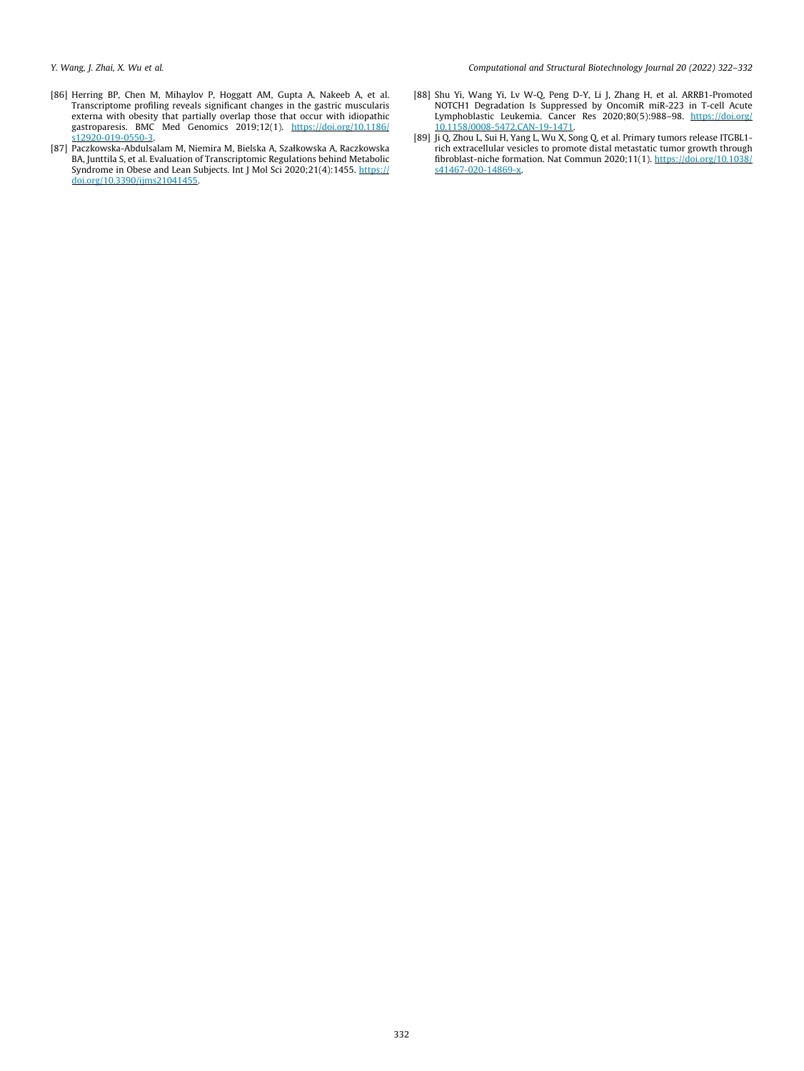[86] Herring BP, Chen M, Mihaylov P, Hoggatt AM, Gupta A, Nakeeb A, et al. Transcriptome profiling reveals significant changes in the gastric muscularis externa with obesity that partially overlap those that occur with idiopathic gastroparesis. BMC Med Genomics 2019;12(1). https://doi.org/10.1186/s12920-019-0550-3.

[87] Paczkowska-Abdulsalam M, Niemira M, Bielska A, Szałkowska A, Raczkowska BA, Junttila S, et al. Evaluation of Transcriptomic Regulations behind Metabolic Syndrome in Obese and Lean Subjects. Int J Mol Sci 2020;21(4):1455. https://doi.org/10.3390/ijms21041455.

[88] Shu Yi, Wang Yi, Lv W-Q, Peng D-Y, Li J, Zhang H, et al. ARRB1-Promoted NOTCH1 Degradation Is Suppressed by OncomiR miR-223 in T-cell Acute Lymphoblastic Leukemia. Cancer Res 2020;80(5):988–98. https://doi.org/10.1158/0008-5472.CAN-19-1471.

[89] Ji Q, Zhou L, Sui H, Yang L, Wu X, Song Q, et al. Primary tumors release ITGBL1-rich extracellular vesicles to promote distal metastatic tumor growth through fibroblast-niche formation. Nat Commun 2020;11(1). https://doi.org/10.1038/s41467-020-14869-x.